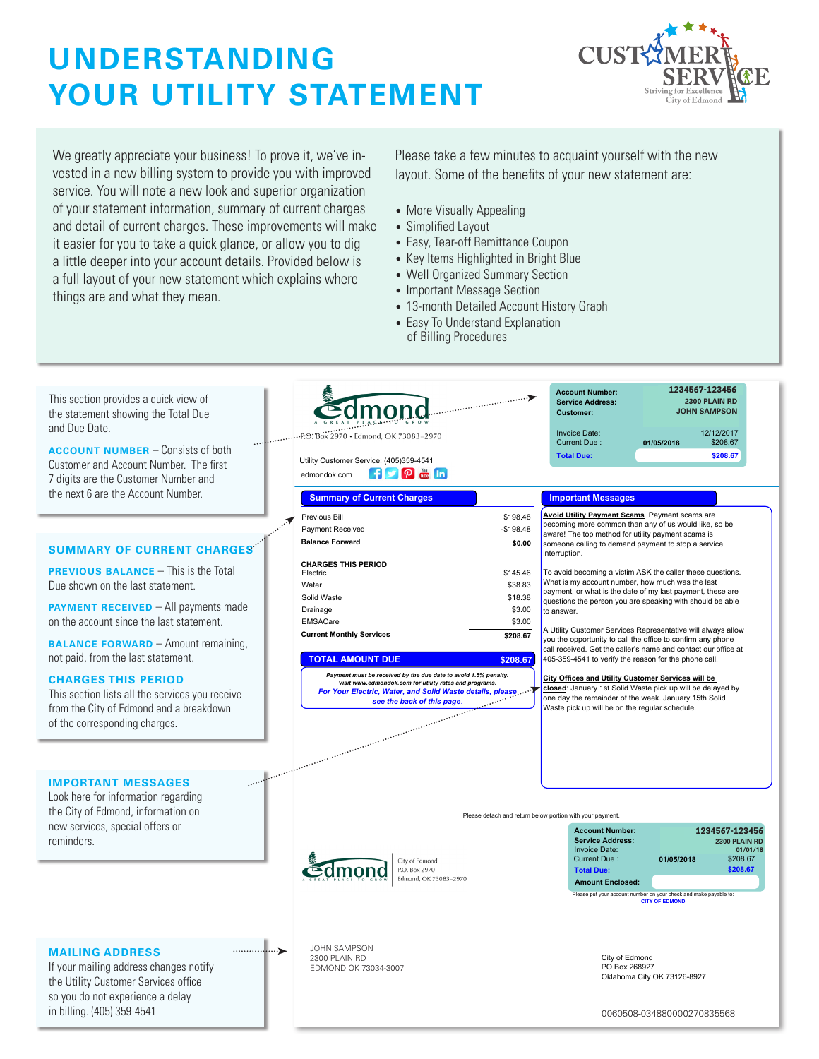# UNDERSTANDING YOUR UTILITY STATEMENT

CUSTOMER SERVICE
Striving for Excellence
City of Edmond

We greatly appreciate your business! To prove it, we've invested in a new billing system to provide you with improved service. You will note a new look and superior organization of your statement information, summary of current charges and detail of current charges. These improvements will make it easier for you to take a quick glance, or allow you to dig a little deeper into your account details. Provided below is a full layout of your new statement which explains where things are and what they mean.

Please take a few minutes to acquaint yourself with the new layout. Some of the benefits of your new statement are:

- More Visually Appealing
- Simplified Layout
- Easy, Tear-off Remittance Coupon
- Key Items Highlighted in Bright Blue
- Well Organized Summary Section
- Important Message Section
- 13-month Detailed Account History Graph
- Easy To Understand Explanation of Billing Procedures

This section provides a quick view of the statement showing the Total Due and Due Date.

**ACCOUNT NUMBER** – Consists of both Customer and Account Number. The first 7 digits are the Customer Number and the next 6 are the Account Number.

## SUMMARY OF CURRENT CHARGES

**PREVIOUS BALANCE** – This is the Total Due shown on the last statement.

**PAYMENT RECEIVED** – All payments made on the account since the last statement.

**BALANCE FORWARD** – Amount remaining, not paid, from the last statement.

**CHARGES THIS PERIOD**
This section lists all the services you receive from the City of Edmond and a breakdown of the corresponding charges.

## IMPORTANT MESSAGES

Look here for information regarding the City of Edmond, information on new services, special offers or reminders.

## MAILING ADDRESS

If your mailing address changes notify the Utility Customer Services office so you do not experience a delay in billing. (405) 359-4541

---

Edmond — A GREAT PLACE TO GROW
P.O. Box 2970 • Edmond, OK 73083-2970

Utility Customer Service: (405)359-4541
edmondok.com

| | | |
|---|---|---|
| **Account Number:** | | **1234567-123456** |
| **Service Address:** | | **2300 PLAIN RD** |
| **Customer:** | | **JOHN SAMPSON** |
| Invoice Date: | | 12/12/2017 |
| Current Due : | 01/05/2018 | $208.67 |
| **Total Due:** | | **$208.67** |

**Summary of Current Charges**

| | |
|---|---|
| Previous Bill | $198.48 |
| Payment Received | -$198.48 |
| **Balance Forward** | **$0.00** |
| **CHARGES THIS PERIOD** | |
| Electric | $145.46 |
| Water | $38.83 |
| Solid Waste | $18.38 |
| Drainage | $3.00 |
| EMSACare | $3.00 |
| **Current Monthly Services** | **$208.67** |
| **TOTAL AMOUNT DUE** | **$208.67** |

*Payment must be received by the due date to avoid 1.5% penalty.*
*Visit www.edmondok.com for utility rates and programs.*
*For Your Electric, Water, and Solid Waste details, please see the back of this page.*

**Important Messages**

**Avoid Utility Payment Scams** Payment scams are becoming more common than any of us would like, so be aware! The top method for utility payment scams is someone calling to demand payment to stop a service interruption.

To avoid becoming a victim ASK the caller these questions. What is my account number, how much was the last payment, or what is the date of my last payment, these are questions the person you are speaking with should be able to answer.

A Utility Customer Services Representative will always allow you the opportunity to call the office to confirm any phone call received. Get the caller's name and contact our office at 405-359-4541 to verify the reason for the phone call.

**City Offices and Utility Customer Services will be closed**: January 1st Solid Waste pick up will be delayed by one day the remainder of the week. January 15th Solid Waste pick up will be on the regular schedule.

Please detach and return below portion with your payment.

Edmond — A GREAT PLACE TO GROW
City of Edmond
P.O. Box 2970
Edmond, OK 73083-2970

| | | |
|---|---|---|
| **Account Number:** | | **1234567-123456** |
| **Service Address:** | | **2300 PLAIN RD** |
| Invoice Date: | | 01/01/18 |
| Current Due : | 01/05/2018 | $208.67 |
| **Total Due:** | | **$208.67** |
| **Amount Enclosed:** | | |

Please put your account number on your check and make payable to: CITY OF EDMOND

JOHN SAMPSON
2300 PLAIN RD
EDMOND OK 73034-3007

City of Edmond
PO Box 268927
Oklahoma City OK 73126-8927

0060508-034880000270835568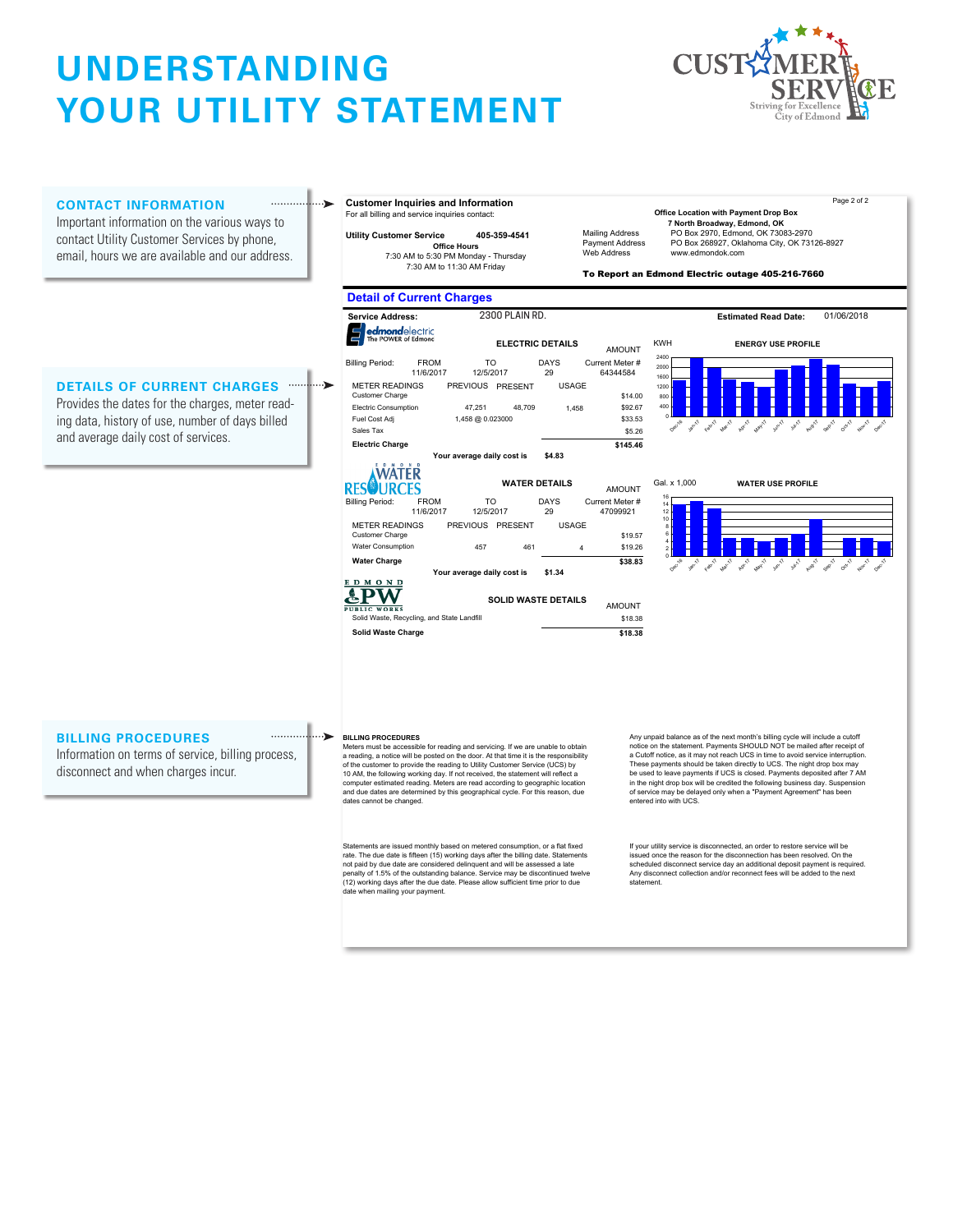# UNDERSTANDING YOUR UTILITY STATEMENT

CUSTOMER SERVICE
Striving for Excellence
City of Edmond

## CONTACT INFORMATION

Important information on the various ways to contact Utility Customer Services by phone, email, hours we are available and our address.

**Customer Inquiries and Information**
For all billing and service inquiries contact:

**Utility Customer Service** **405-359-4541**
**Office Hours**
7:30 AM to 5:30 PM Monday - Thursday
7:30 AM to 11:30 AM Friday

**Office Location with Payment Drop Box**
**7 North Broadway, Edmond, OK**

| | |
|---|---|
| Mailing Address | PO Box 2970, Edmond, OK 73083-2970 |
| Payment Address | PO Box 268927, Oklahoma City, OK 73126-8927 |
| Web Address | www.edmondok.com |

**To Report an Edmond Electric outage 405-216-7660**

## DETAILS OF CURRENT CHARGES

Provides the dates for the charges, meter reading data, history of use, number of days billed and average daily cost of services.

### Detail of Current Charges

**Service Address:** 2300 PLAIN RD. **Estimated Read Date:** 01/06/2018

edmondelectric The POWER of Edmond

**ELECTRIC DETAILS**

| Billing Period: | FROM | TO | DAYS | Current Meter # |
|---|---|---|---|---|
| | 11/6/2017 | 12/5/2017 | 29 | 64344584 |

| METER READINGS | PREVIOUS | PRESENT | USAGE | AMOUNT |
|---|---|---|---|---|
| Customer Charge | | | | $14.00 |
| Electric Consumption | 47,251 | 48,709 | 1,458 | $92.67 |
| Fuel Cost Adj | 1,458 @ 0.023000 | | | $33.53 |
| Sales Tax | | | | $5.26 |
| **Electric Charge** | | | | **$145.46** |

**Your average daily cost is** **$4.83**

KWH
ENERGY USE PROFILE
2400
2000
1600
1200
800
400
0
Dec-16 Jan-17 Feb-17 Mar-17 Apr-17 May-17 Jun-17 Jul-17 Aug-17 Sep-17 Oct-17 Nov-17 Dec-17

EDMOND WATER RESOURCES

**WATER DETAILS**

| Billing Period: | FROM | TO | DAYS | Current Meter # |
|---|---|---|---|---|
| | 11/6/2017 | 12/5/2017 | 29 | 47099921 |

| METER READINGS | PREVIOUS | PRESENT | USAGE | AMOUNT |
|---|---|---|---|---|
| Customer Charge | | | | $19.57 |
| Water Consumption | 457 | 461 | 4 | $19.26 |
| **Water Charge** | | | | **$38.83** |

**Your average daily cost is** **$1.34**

Gal. x 1,000
WATER USE PROFILE
16
14
12
10
8
6
4
2
0
Dec-16 Jan-17 Feb-17 Mar-17 Apr-17 May-17 Jun-17 Jul-17 Aug-17 Sep-17 Oct-17 Nov-17 Dec-17

EDMOND PW PUBLIC WORKS

**SOLID WASTE DETAILS**

| | AMOUNT |
|---|---|
| Solid Waste, Recycling, and State Landfill | $18.38 |
| **Solid Waste Charge** | **$18.38** |

## BILLING PROCEDURES

Information on terms of service, billing process, disconnect and when charges incur.

**BILLING PROCEDURES**
Meters must be accessible for reading and servicing. If we are unable to obtain a reading, a notice will be posted on the door. At that time it is the responsibility of the customer to provide the reading to Utility Customer Service (UCS) by 10 AM, the following working day. If not received, the statement will reflect a computer estimated reading. Meters are read according to geographic location and due dates are determined by this geographical cycle. For this reason, due dates cannot be changed.

Statements are issued monthly based on metered consumption, or a flat fixed rate. The due date is fifteen (15) working days after the billing date. Statements not paid by due date are considered delinquent and will be assessed a late penalty of 1.5% of the outstanding balance. Service may be discontinued twelve (12) working days after the due date. Please allow sufficient time prior to due date when mailing your payment.

Any unpaid balance as of the next month's billing cycle will include a cutoff notice on the statement. Payments SHOULD NOT be mailed after receipt of a Cutoff notice, as it may not reach UCS in time to avoid service interruption. These payments should be taken directly to UCS. The night drop box may be used to leave payments if UCS is closed. Payments deposited after 7 AM in the night drop box will be credited the following business day. Suspension of service may be delayed only when a "Payment Agreement" has been entered into with UCS.

If your utility service is disconnected, an order to restore service will be issued once the reason for the disconnection has been resolved. On the scheduled disconnect service day an additional deposit payment is required. Any disconnect collection and/or reconnect fees will be added to the next statement.